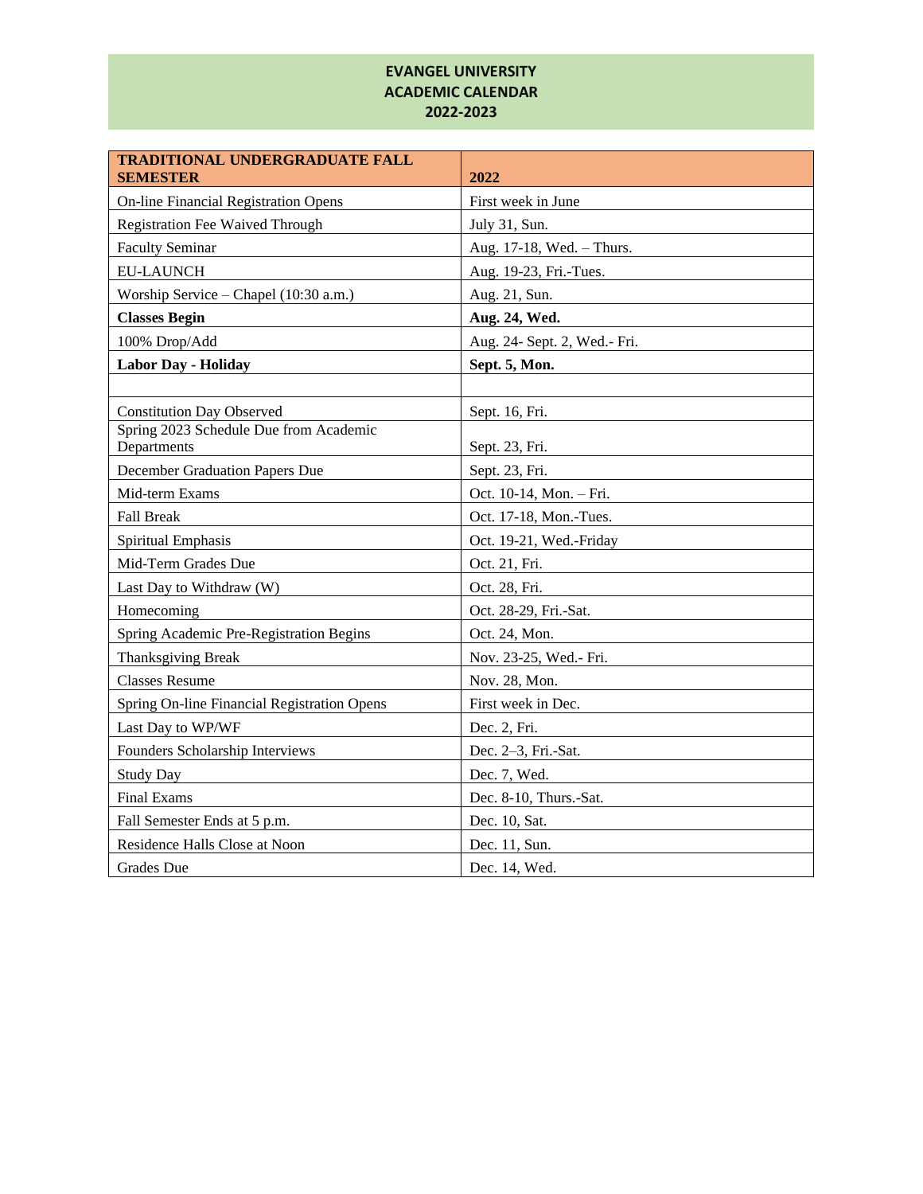# EVANGEL UNIVERSITY
# ACADEMIC CALENDAR
# 2022-2023

| TRADITIONAL UNDERGRADUATE FALL SEMESTER | 2022 |
|---|---|
| On-line Financial Registration Opens | First week in June |
| Registration Fee Waived Through | July 31, Sun. |
| Faculty Seminar | Aug. 17-18, Wed. – Thurs. |
| EU-LAUNCH | Aug. 19-23, Fri.-Tues. |
| Worship Service – Chapel (10:30 a.m.) | Aug. 21, Sun. |
| **Classes Begin** | **Aug. 24, Wed.** |
| 100% Drop/Add | Aug. 24- Sept. 2, Wed.- Fri. |
| **Labor Day - Holiday** | **Sept. 5, Mon.** |
| | |
| Constitution Day Observed | Sept. 16, Fri. |
| Spring 2023 Schedule Due from Academic Departments | Sept. 23, Fri. |
| December Graduation Papers Due | Sept. 23, Fri. |
| Mid-term Exams | Oct. 10-14, Mon. – Fri. |
| Fall Break | Oct. 17-18, Mon.-Tues. |
| Spiritual Emphasis | Oct. 19-21, Wed.-Friday |
| Mid-Term Grades Due | Oct. 21, Fri. |
| Last Day to Withdraw (W) | Oct. 28, Fri. |
| Homecoming | Oct. 28-29, Fri.-Sat. |
| Spring Academic Pre-Registration Begins | Oct. 24, Mon. |
| Thanksgiving Break | Nov. 23-25, Wed.- Fri. |
| Classes Resume | Nov. 28, Mon. |
| Spring On-line Financial Registration Opens | First week in Dec. |
| Last Day to WP/WF | Dec. 2, Fri. |
| Founders Scholarship Interviews | Dec. 2–3, Fri.-Sat. |
| Study Day | Dec. 7, Wed. |
| Final Exams | Dec. 8-10, Thurs.-Sat. |
| Fall Semester Ends at 5 p.m. | Dec. 10, Sat. |
| Residence Halls Close at Noon | Dec. 11, Sun. |
| Grades Due | Dec. 14, Wed. |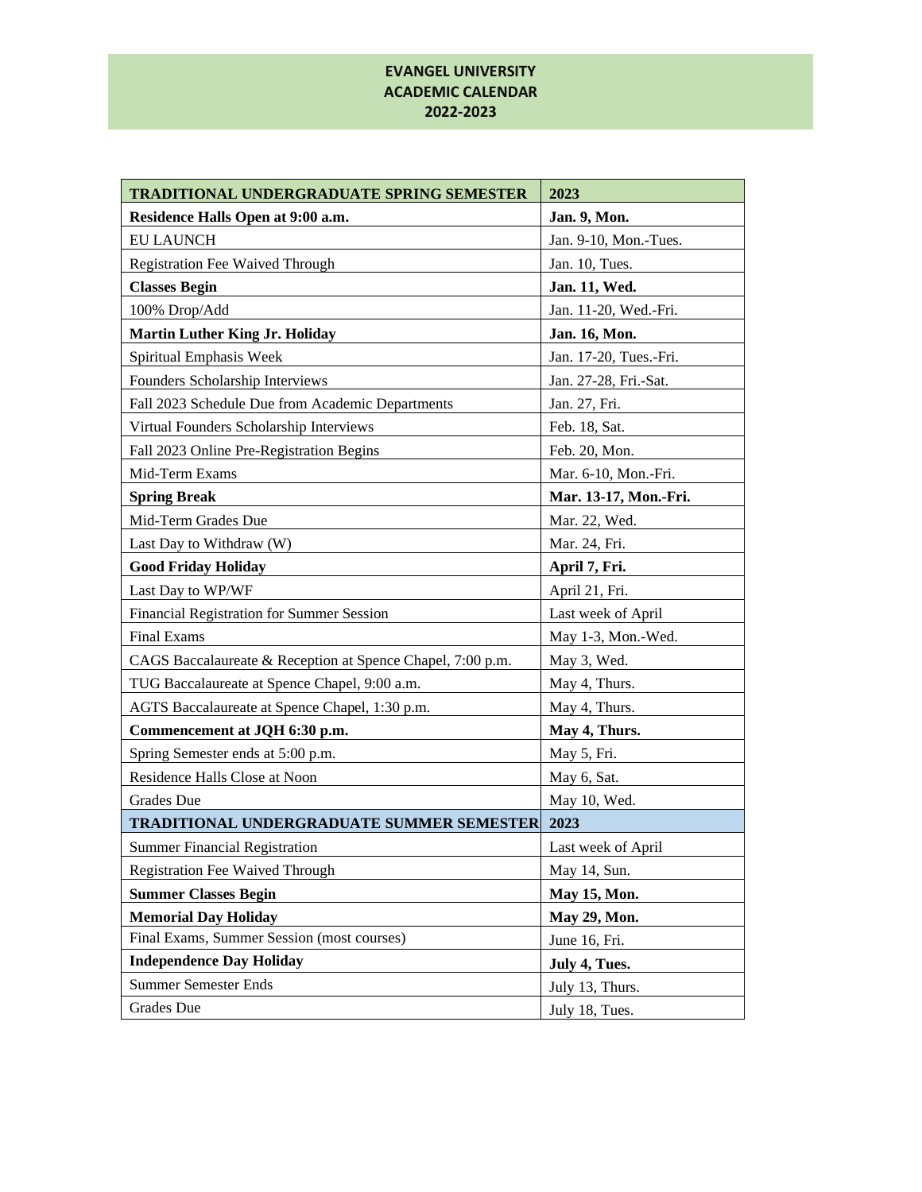# EVANGEL UNIVERSITY
## ACADEMIC CALENDAR
## 2022-2023

| **TRADITIONAL UNDERGRADUATE SPRING SEMESTER** | **2023** |
|---|---|
| **Residence Halls Open at 9:00 a.m.** | **Jan. 9, Mon.** |
| EU LAUNCH | Jan. 9-10, Mon.-Tues. |
| Registration Fee Waived Through | Jan. 10, Tues. |
| **Classes Begin** | **Jan. 11, Wed.** |
| 100% Drop/Add | Jan. 11-20, Wed.-Fri. |
| **Martin Luther King Jr. Holiday** | **Jan. 16, Mon.** |
| Spiritual Emphasis Week | Jan. 17-20, Tues.-Fri. |
| Founders Scholarship Interviews | Jan. 27-28, Fri.-Sat. |
| Fall 2023 Schedule Due from Academic Departments | Jan. 27, Fri. |
| Virtual Founders Scholarship Interviews | Feb. 18, Sat. |
| Fall 2023 Online Pre-Registration Begins | Feb. 20, Mon. |
| Mid-Term Exams | Mar. 6-10, Mon.-Fri. |
| **Spring Break** | **Mar. 13-17, Mon.-Fri.** |
| Mid-Term Grades Due | Mar. 22, Wed. |
| Last Day to Withdraw (W) | Mar. 24, Fri. |
| **Good Friday Holiday** | **April 7, Fri.** |
| Last Day to WP/WF | April 21, Fri. |
| Financial Registration for Summer Session | Last week of April |
| Final Exams | May 1-3, Mon.-Wed. |
| CAGS Baccalaureate & Reception at Spence Chapel, 7:00 p.m. | May 3, Wed. |
| TUG Baccalaureate at Spence Chapel, 9:00 a.m. | May 4, Thurs. |
| AGTS Baccalaureate at Spence Chapel, 1:30 p.m. | May 4, Thurs. |
| **Commencement at JQH 6:30 p.m.** | **May 4, Thurs.** |
| Spring Semester ends at 5:00 p.m. | May 5, Fri. |
| Residence Halls Close at Noon | May 6, Sat. |
| Grades Due | May 10, Wed. |
| **TRADITIONAL UNDERGRADUATE SUMMER SEMESTER** | **2023** |
| Summer Financial Registration | Last week of April |
| Registration Fee Waived Through | May 14, Sun. |
| **Summer Classes Begin** | **May 15, Mon.** |
| **Memorial Day Holiday** | **May 29, Mon.** |
| Final Exams, Summer Session (most courses) | June 16, Fri. |
| **Independence Day Holiday** | **July 4, Tues.** |
| Summer Semester Ends | July 13, Thurs. |
| Grades Due | July 18, Tues. |